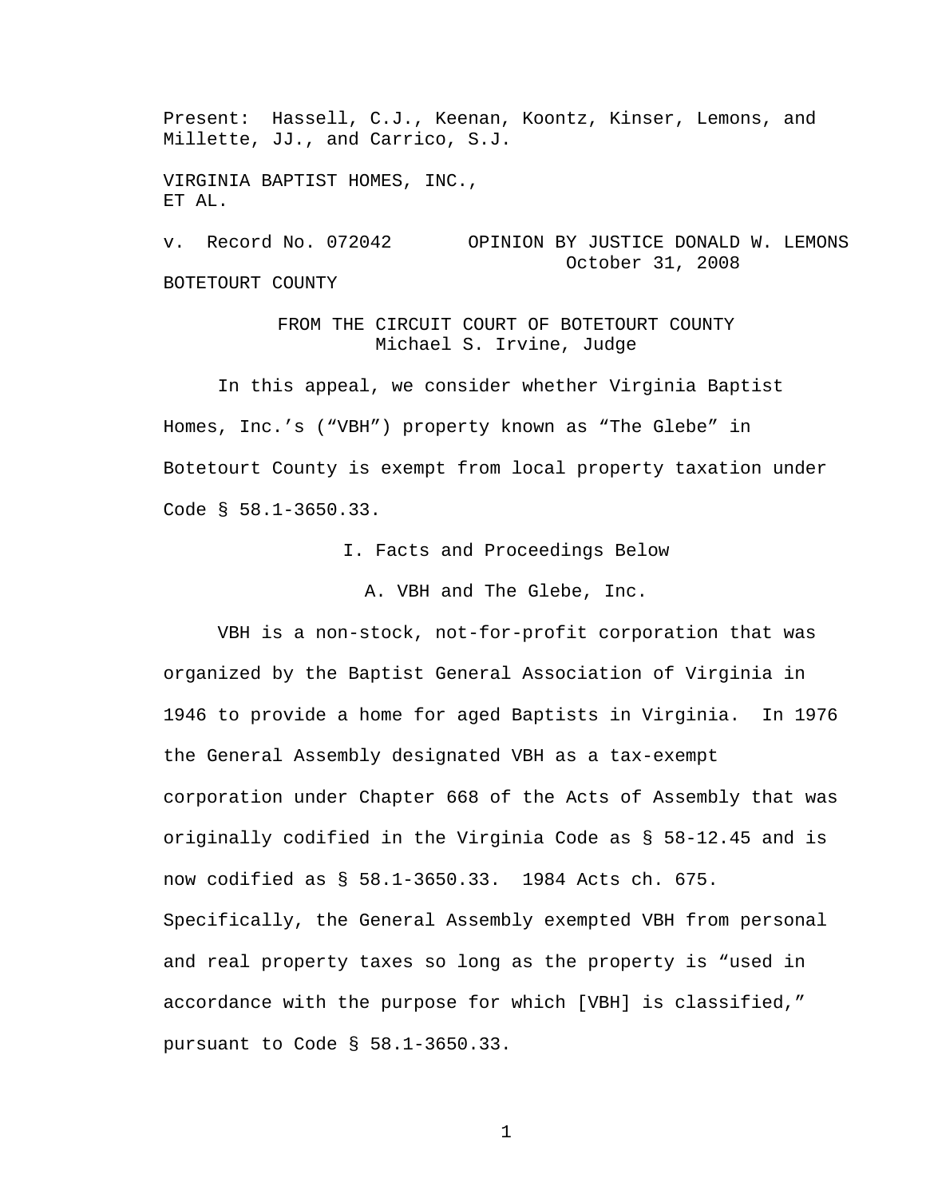Present: Hassell, C.J., Keenan, Koontz, Kinser, Lemons, and Millette, JJ., and Carrico, S.J.

VIRGINIA BAPTIST HOMES, INC.,
ET AL.

v. Record No. 072042 OPINION BY JUSTICE DONALD W. LEMONS
October 31, 2008

BOTETOURT COUNTY

FROM THE CIRCUIT COURT OF BOTETOURT COUNTY
Michael S. Irvine, Judge

In this appeal, we consider whether Virginia Baptist Homes, Inc.'s ("VBH") property known as "The Glebe" in Botetourt County is exempt from local property taxation under Code § 58.1-3650.33.

## I. Facts and Proceedings Below

### A. VBH and The Glebe, Inc.

VBH is a non-stock, not-for-profit corporation that was organized by the Baptist General Association of Virginia in 1946 to provide a home for aged Baptists in Virginia. In 1976 the General Assembly designated VBH as a tax-exempt corporation under Chapter 668 of the Acts of Assembly that was originally codified in the Virginia Code as § 58-12.45 and is now codified as § 58.1-3650.33. 1984 Acts ch. 675. Specifically, the General Assembly exempted VBH from personal and real property taxes so long as the property is "used in accordance with the purpose for which [VBH] is classified," pursuant to Code § 58.1-3650.33.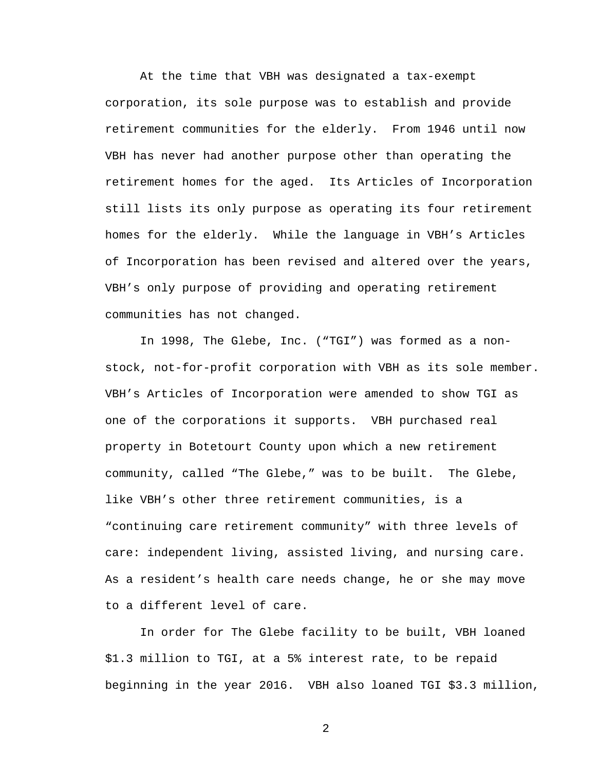At the time that VBH was designated a tax-exempt corporation, its sole purpose was to establish and provide retirement communities for the elderly. From 1946 until now VBH has never had another purpose other than operating the retirement homes for the aged. Its Articles of Incorporation still lists its only purpose as operating its four retirement homes for the elderly. While the language in VBH's Articles of Incorporation has been revised and altered over the years, VBH's only purpose of providing and operating retirement communities has not changed.

In 1998, The Glebe, Inc. ("TGI") was formed as a non-stock, not-for-profit corporation with VBH as its sole member. VBH's Articles of Incorporation were amended to show TGI as one of the corporations it supports. VBH purchased real property in Botetourt County upon which a new retirement community, called "The Glebe," was to be built. The Glebe, like VBH's other three retirement communities, is a "continuing care retirement community" with three levels of care: independent living, assisted living, and nursing care. As a resident's health care needs change, he or she may move to a different level of care.

In order for The Glebe facility to be built, VBH loaned \$1.3 million to TGI, at a 5% interest rate, to be repaid beginning in the year 2016. VBH also loaned TGI \$3.3 million,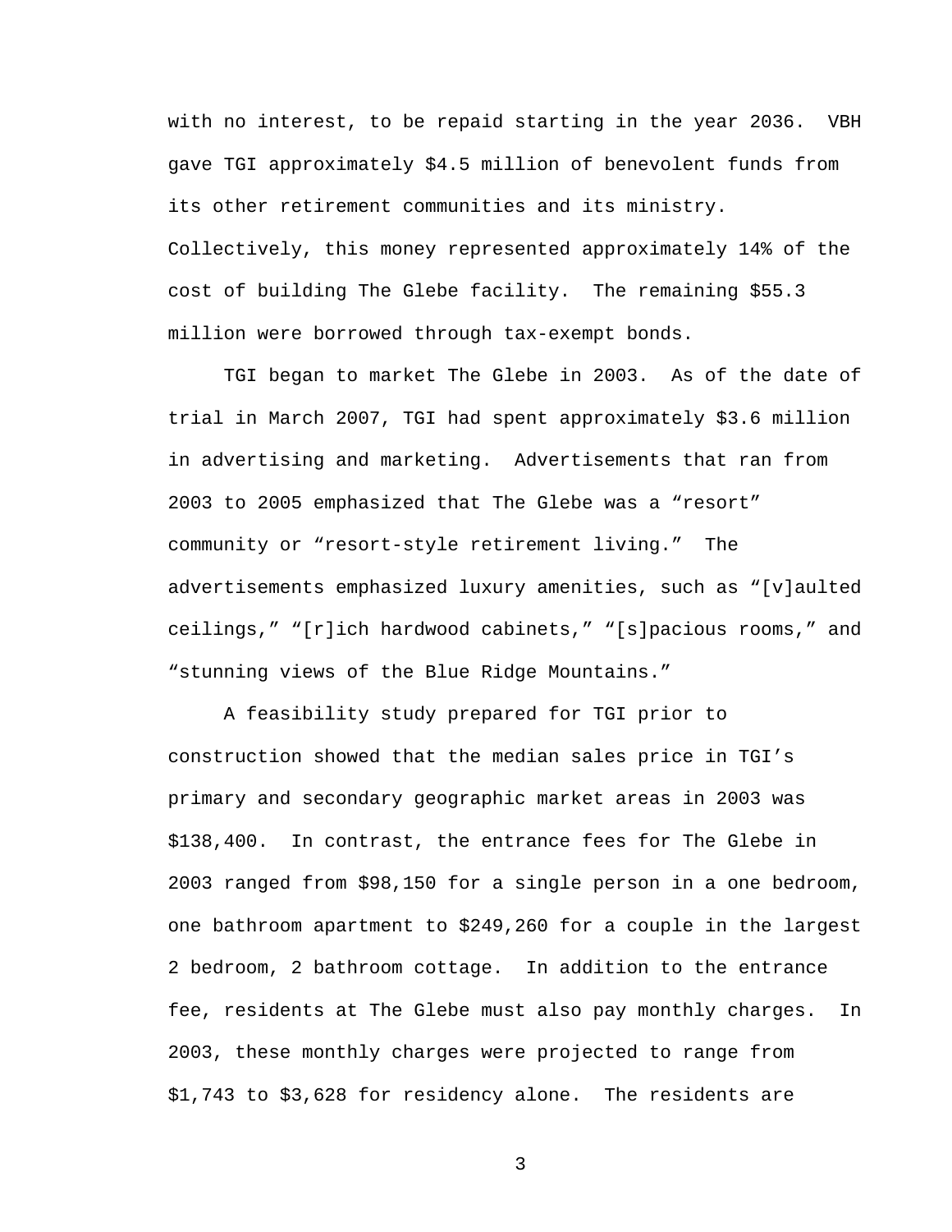with no interest, to be repaid starting in the year 2036. VBH gave TGI approximately $4.5 million of benevolent funds from its other retirement communities and its ministry. Collectively, this money represented approximately 14% of the cost of building The Glebe facility. The remaining $55.3 million were borrowed through tax-exempt bonds.

TGI began to market The Glebe in 2003. As of the date of trial in March 2007, TGI had spent approximately $3.6 million in advertising and marketing. Advertisements that ran from 2003 to 2005 emphasized that The Glebe was a "resort" community or "resort-style retirement living." The advertisements emphasized luxury amenities, such as "[v]aulted ceilings," "[r]ich hardwood cabinets," "[s]pacious rooms," and "stunning views of the Blue Ridge Mountains."

A feasibility study prepared for TGI prior to construction showed that the median sales price in TGI's primary and secondary geographic market areas in 2003 was $138,400. In contrast, the entrance fees for The Glebe in 2003 ranged from $98,150 for a single person in a one bedroom, one bathroom apartment to $249,260 for a couple in the largest 2 bedroom, 2 bathroom cottage. In addition to the entrance fee, residents at The Glebe must also pay monthly charges. In 2003, these monthly charges were projected to range from $1,743 to $3,628 for residency alone. The residents are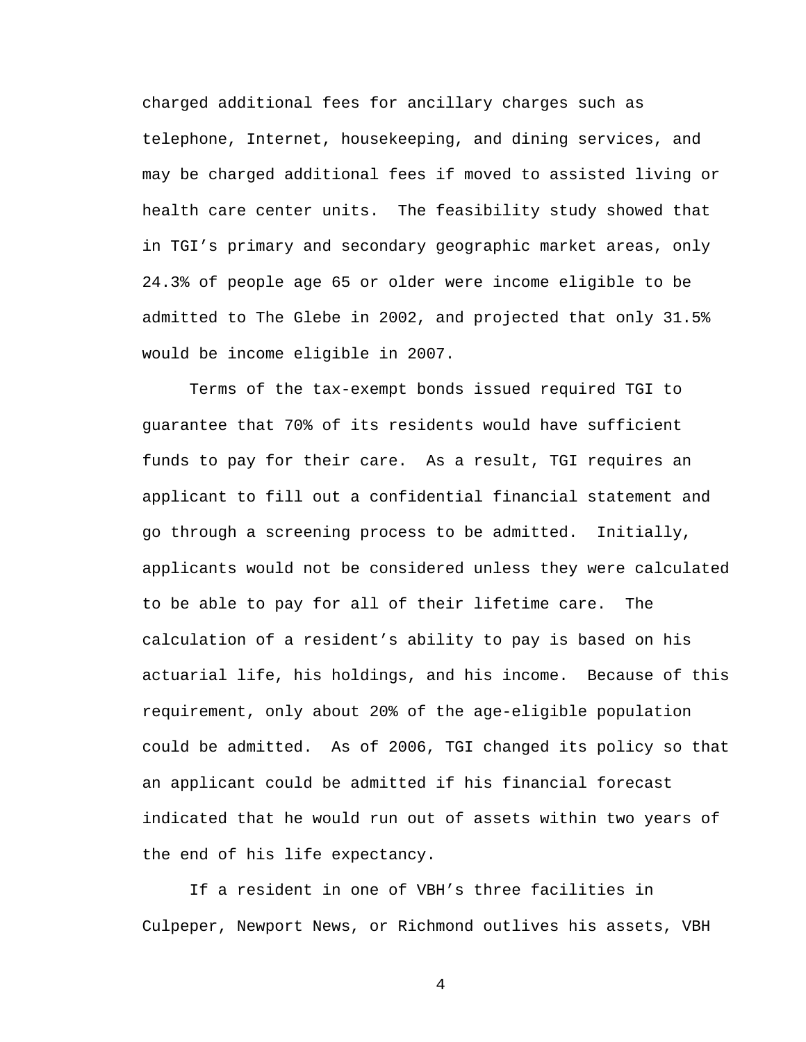charged additional fees for ancillary charges such as telephone, Internet, housekeeping, and dining services, and may be charged additional fees if moved to assisted living or health care center units. The feasibility study showed that in TGI's primary and secondary geographic market areas, only 24.3% of people age 65 or older were income eligible to be admitted to The Glebe in 2002, and projected that only 31.5% would be income eligible in 2007.

Terms of the tax-exempt bonds issued required TGI to guarantee that 70% of its residents would have sufficient funds to pay for their care. As a result, TGI requires an applicant to fill out a confidential financial statement and go through a screening process to be admitted. Initially, applicants would not be considered unless they were calculated to be able to pay for all of their lifetime care. The calculation of a resident's ability to pay is based on his actuarial life, his holdings, and his income. Because of this requirement, only about 20% of the age-eligible population could be admitted. As of 2006, TGI changed its policy so that an applicant could be admitted if his financial forecast indicated that he would run out of assets within two years of the end of his life expectancy.

If a resident in one of VBH's three facilities in Culpeper, Newport News, or Richmond outlives his assets, VBH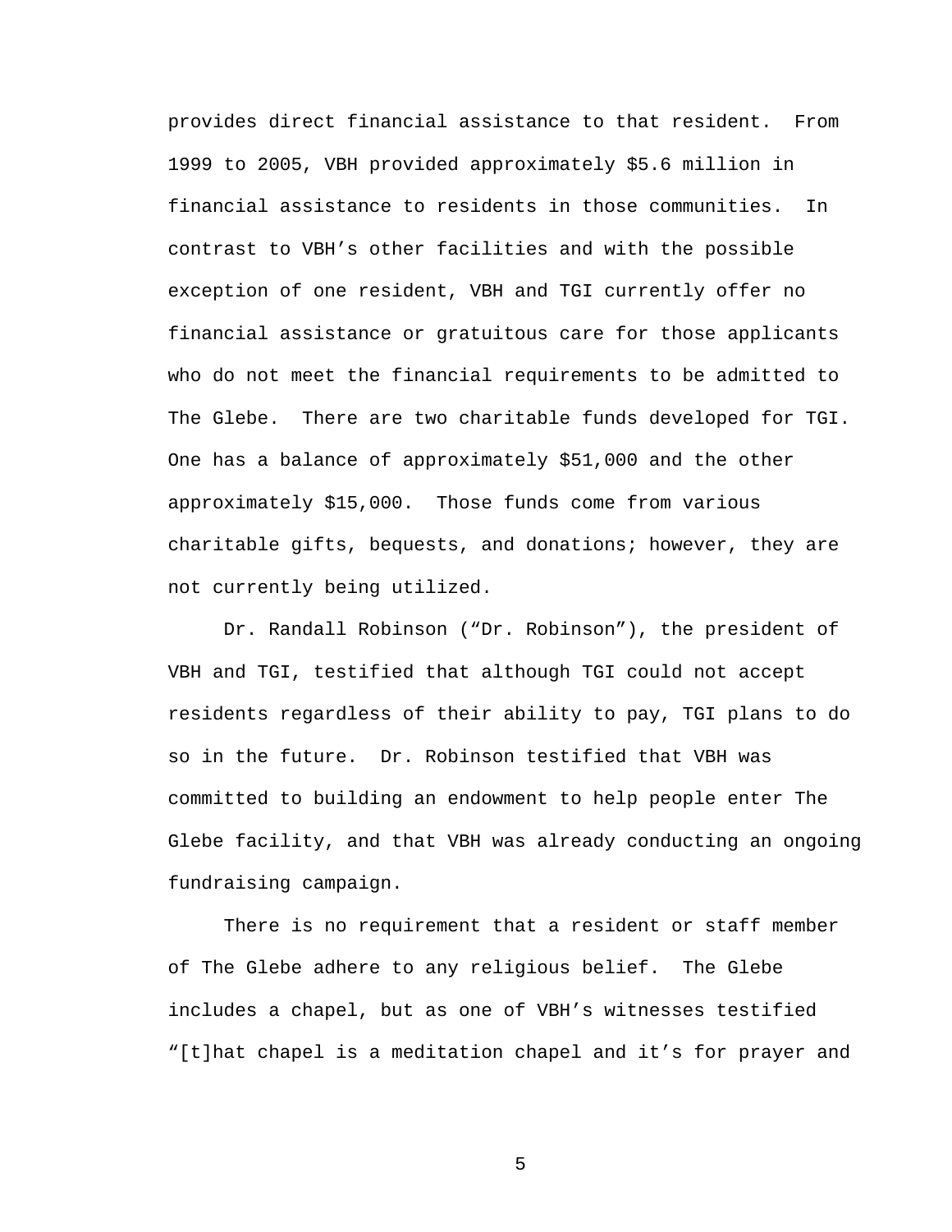provides direct financial assistance to that resident. From 1999 to 2005, VBH provided approximately $5.6 million in financial assistance to residents in those communities. In contrast to VBH's other facilities and with the possible exception of one resident, VBH and TGI currently offer no financial assistance or gratuitous care for those applicants who do not meet the financial requirements to be admitted to The Glebe. There are two charitable funds developed for TGI. One has a balance of approximately $51,000 and the other approximately $15,000. Those funds come from various charitable gifts, bequests, and donations; however, they are not currently being utilized.

Dr. Randall Robinson ("Dr. Robinson"), the president of VBH and TGI, testified that although TGI could not accept residents regardless of their ability to pay, TGI plans to do so in the future. Dr. Robinson testified that VBH was committed to building an endowment to help people enter The Glebe facility, and that VBH was already conducting an ongoing fundraising campaign.

There is no requirement that a resident or staff member of The Glebe adhere to any religious belief. The Glebe includes a chapel, but as one of VBH's witnesses testified "[t]hat chapel is a meditation chapel and it's for prayer and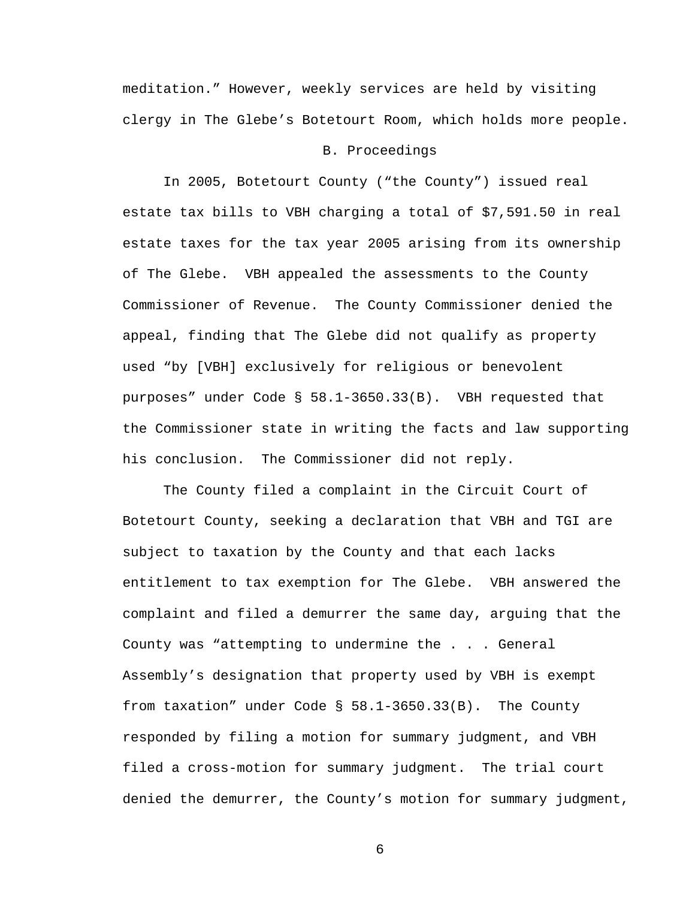meditation." However, weekly services are held by visiting clergy in The Glebe's Botetourt Room, which holds more people.

B. Proceedings

In 2005, Botetourt County ("the County") issued real estate tax bills to VBH charging a total of $7,591.50 in real estate taxes for the tax year 2005 arising from its ownership of The Glebe. VBH appealed the assessments to the County Commissioner of Revenue. The County Commissioner denied the appeal, finding that The Glebe did not qualify as property used "by [VBH] exclusively for religious or benevolent purposes" under Code § 58.1-3650.33(B). VBH requested that the Commissioner state in writing the facts and law supporting his conclusion. The Commissioner did not reply.

The County filed a complaint in the Circuit Court of Botetourt County, seeking a declaration that VBH and TGI are subject to taxation by the County and that each lacks entitlement to tax exemption for The Glebe. VBH answered the complaint and filed a demurrer the same day, arguing that the County was "attempting to undermine the . . . General Assembly's designation that property used by VBH is exempt from taxation" under Code § 58.1-3650.33(B). The County responded by filing a motion for summary judgment, and VBH filed a cross-motion for summary judgment. The trial court denied the demurrer, the County's motion for summary judgment,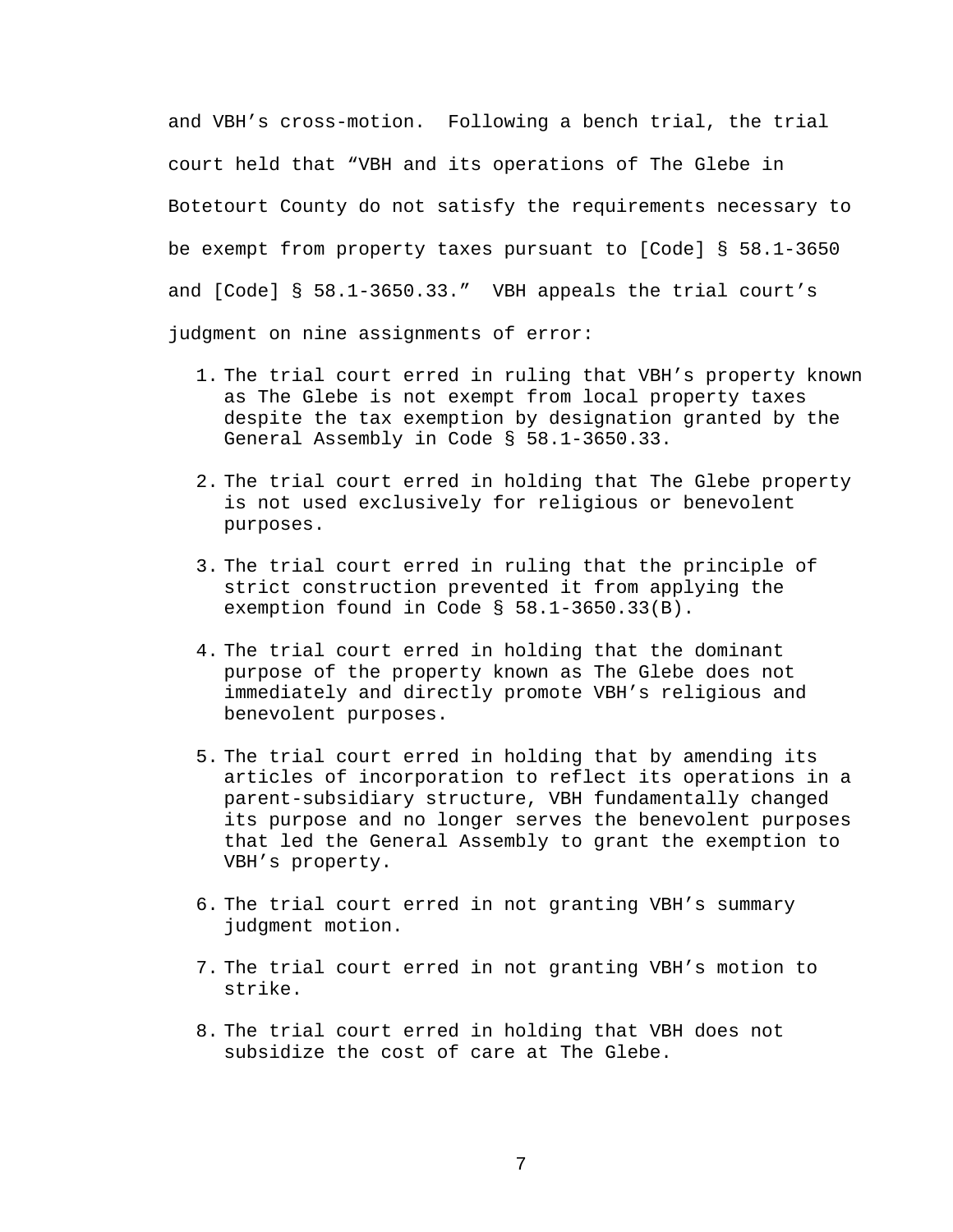and VBH's cross-motion. Following a bench trial, the trial court held that "VBH and its operations of The Glebe in Botetourt County do not satisfy the requirements necessary to be exempt from property taxes pursuant to [Code] § 58.1-3650 and [Code] § 58.1-3650.33." VBH appeals the trial court's judgment on nine assignments of error:

1. The trial court erred in ruling that VBH's property known as The Glebe is not exempt from local property taxes despite the tax exemption by designation granted by the General Assembly in Code § 58.1-3650.33.

2. The trial court erred in holding that The Glebe property is not used exclusively for religious or benevolent purposes.

3. The trial court erred in ruling that the principle of strict construction prevented it from applying the exemption found in Code § 58.1-3650.33(B).

4. The trial court erred in holding that the dominant purpose of the property known as The Glebe does not immediately and directly promote VBH's religious and benevolent purposes.

5. The trial court erred in holding that by amending its articles of incorporation to reflect its operations in a parent-subsidiary structure, VBH fundamentally changed its purpose and no longer serves the benevolent purposes that led the General Assembly to grant the exemption to VBH's property.

6. The trial court erred in not granting VBH's summary judgment motion.

7. The trial court erred in not granting VBH's motion to strike.

8. The trial court erred in holding that VBH does not subsidize the cost of care at The Glebe.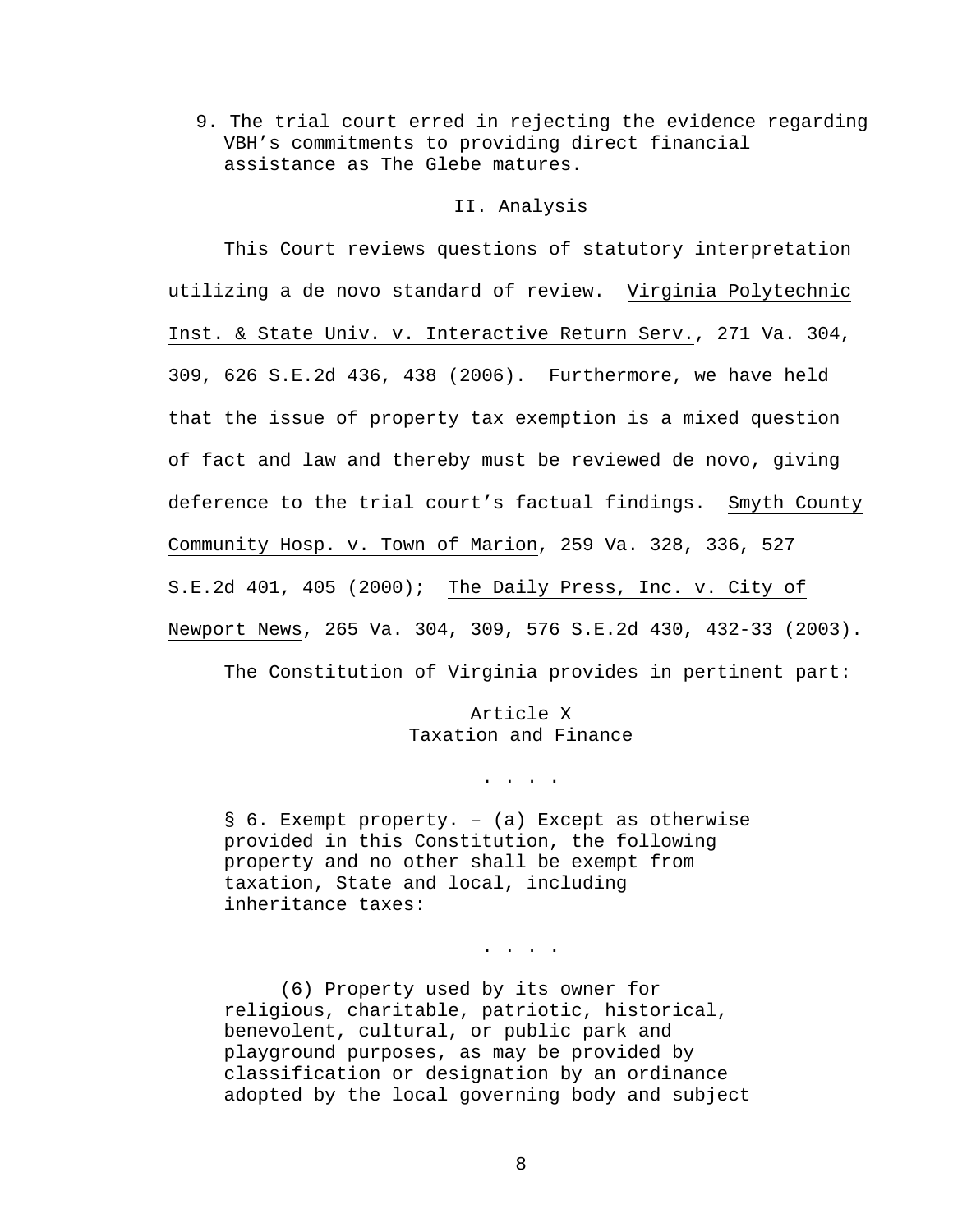9. The trial court erred in rejecting the evidence regarding VBH's commitments to providing direct financial assistance as The Glebe matures.

## II. Analysis

This Court reviews questions of statutory interpretation utilizing a de novo standard of review. Virginia Polytechnic Inst. & State Univ. v. Interactive Return Serv., 271 Va. 304, 309, 626 S.E.2d 436, 438 (2006). Furthermore, we have held that the issue of property tax exemption is a mixed question of fact and law and thereby must be reviewed de novo, giving deference to the trial court's factual findings. Smyth County Community Hosp. v. Town of Marion, 259 Va. 328, 336, 527 S.E.2d 401, 405 (2000); The Daily Press, Inc. v. City of Newport News, 265 Va. 304, 309, 576 S.E.2d 430, 432-33 (2003).

The Constitution of Virginia provides in pertinent part:

> Article X
> Taxation and Finance
>
> . . . .
>
> § 6. Exempt property. – (a) Except as otherwise provided in this Constitution, the following property and no other shall be exempt from taxation, State and local, including inheritance taxes:
>
> . . . .
>
> (6) Property used by its owner for religious, charitable, patriotic, historical, benevolent, cultural, or public park and playground purposes, as may be provided by classification or designation by an ordinance adopted by the local governing body and subject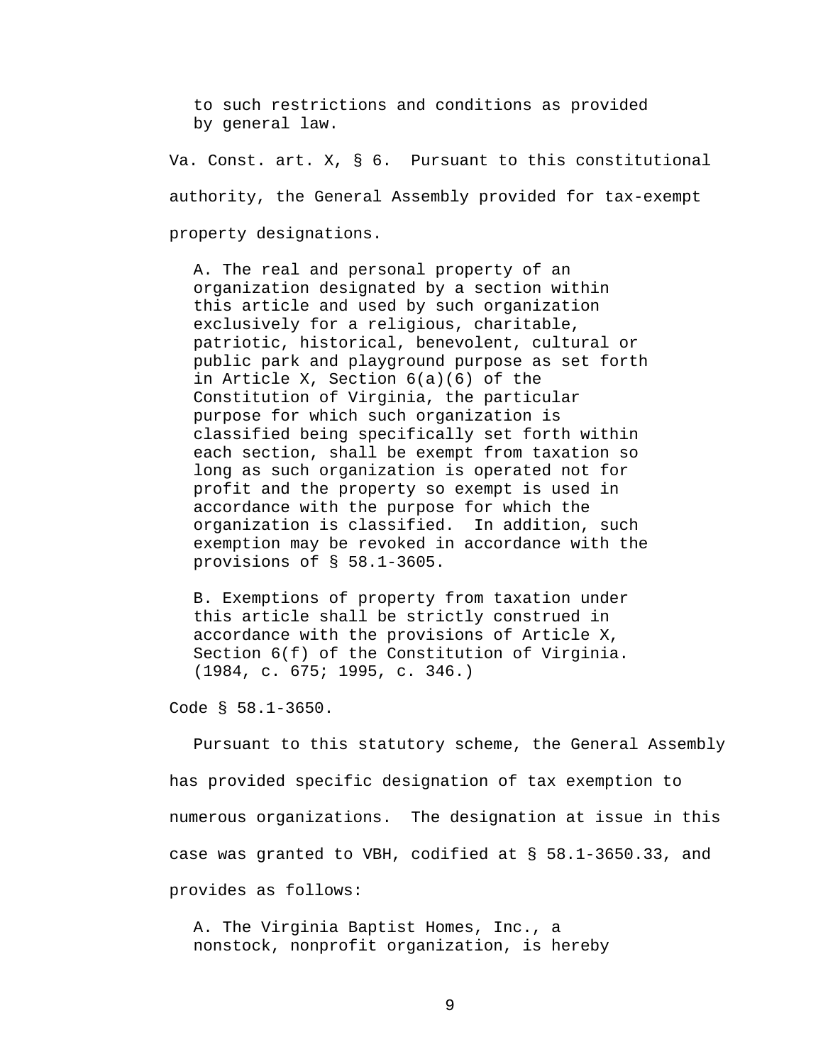> to such restrictions and conditions as provided by general law.

Va. Const. art. X, § 6. Pursuant to this constitutional authority, the General Assembly provided for tax-exempt property designations.

> A. The real and personal property of an organization designated by a section within this article and used by such organization exclusively for a religious, charitable, patriotic, historical, benevolent, cultural or public park and playground purpose as set forth in Article X, Section 6(a)(6) of the Constitution of Virginia, the particular purpose for which such organization is classified being specifically set forth within each section, shall be exempt from taxation so long as such organization is operated not for profit and the property so exempt is used in accordance with the purpose for which the organization is classified. In addition, such exemption may be revoked in accordance with the provisions of § 58.1-3605.
>
> B. Exemptions of property from taxation under this article shall be strictly construed in accordance with the provisions of Article X, Section 6(f) of the Constitution of Virginia. (1984, c. 675; 1995, c. 346.)

Code § 58.1-3650.

Pursuant to this statutory scheme, the General Assembly has provided specific designation of tax exemption to numerous organizations. The designation at issue in this case was granted to VBH, codified at § 58.1-3650.33, and provides as follows:

> A. The Virginia Baptist Homes, Inc., a nonstock, nonprofit organization, is hereby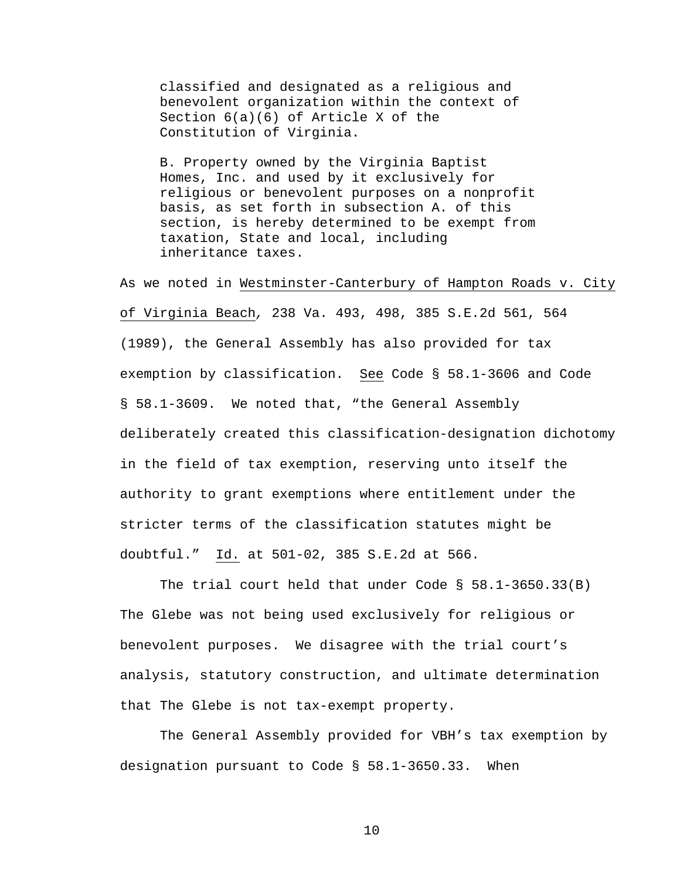> classified and designated as a religious and benevolent organization within the context of Section 6(a)(6) of Article X of the Constitution of Virginia.
>
> B. Property owned by the Virginia Baptist Homes, Inc. and used by it exclusively for religious or benevolent purposes on a nonprofit basis, as set forth in subsection A. of this section, is hereby determined to be exempt from taxation, State and local, including inheritance taxes.

As we noted in Westminster-Canterbury of Hampton Roads v. City of Virginia Beach*,* 238 Va. 493, 498, 385 S.E.2d 561, 564 (1989), the General Assembly has also provided for tax exemption by classification. See Code § 58.1-3606 and Code § 58.1-3609. We noted that, "the General Assembly deliberately created this classification-designation dichotomy in the field of tax exemption, reserving unto itself the authority to grant exemptions where entitlement under the stricter terms of the classification statutes might be doubtful." Id. at 501-02, 385 S.E.2d at 566.

The trial court held that under Code § 58.1-3650.33(B) The Glebe was not being used exclusively for religious or benevolent purposes. We disagree with the trial court's analysis, statutory construction, and ultimate determination that The Glebe is not tax-exempt property.

The General Assembly provided for VBH's tax exemption by designation pursuant to Code § 58.1-3650.33. When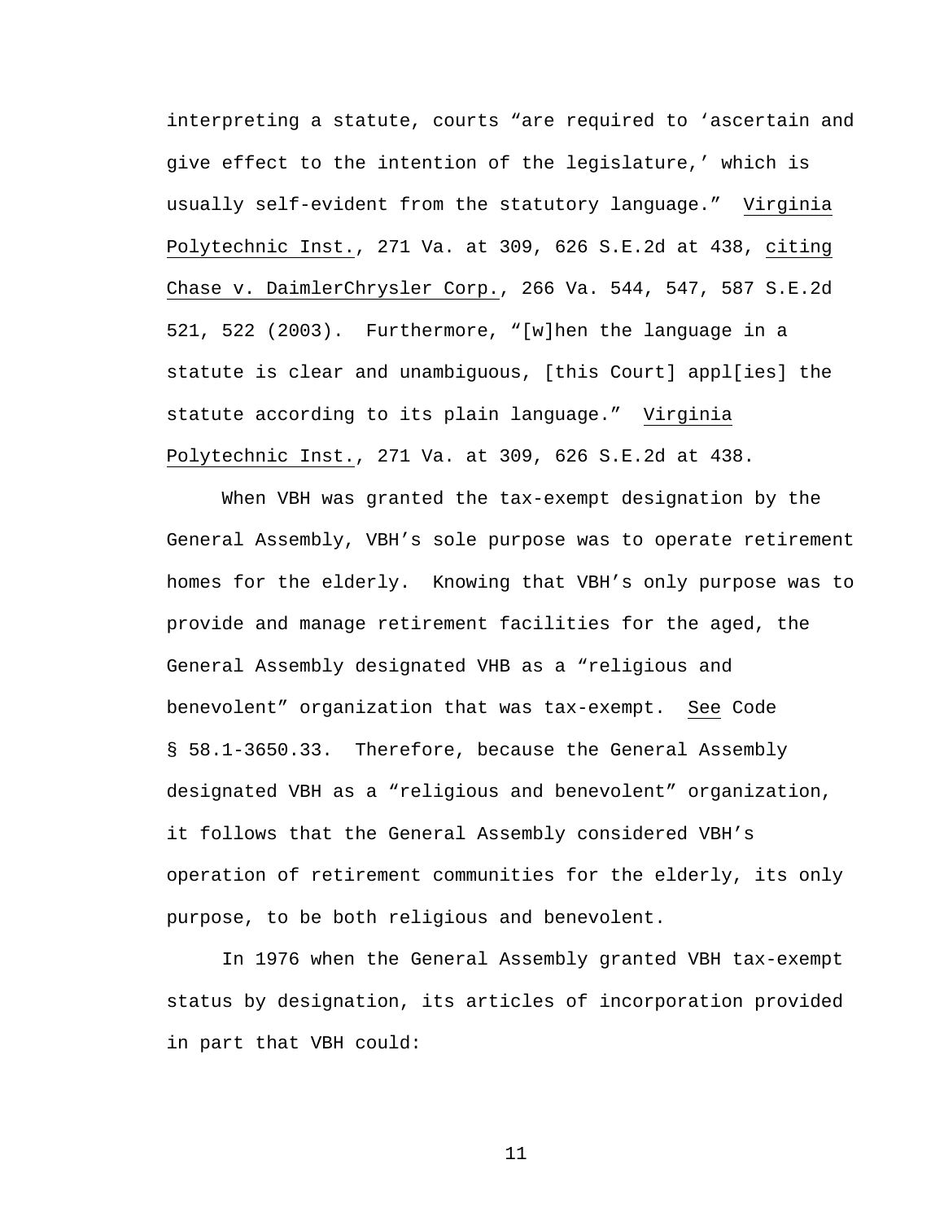interpreting a statute, courts "are required to 'ascertain and give effect to the intention of the legislature,' which is usually self-evident from the statutory language." Virginia Polytechnic Inst., 271 Va. at 309, 626 S.E.2d at 438, citing Chase v. DaimlerChrysler Corp., 266 Va. 544, 547, 587 S.E.2d 521, 522 (2003). Furthermore, "[w]hen the language in a statute is clear and unambiguous, [this Court] appl[ies] the statute according to its plain language." Virginia Polytechnic Inst., 271 Va. at 309, 626 S.E.2d at 438.

When VBH was granted the tax-exempt designation by the General Assembly, VBH's sole purpose was to operate retirement homes for the elderly. Knowing that VBH's only purpose was to provide and manage retirement facilities for the aged, the General Assembly designated VHB as a "religious and benevolent" organization that was tax-exempt. See Code § 58.1-3650.33. Therefore, because the General Assembly designated VBH as a "religious and benevolent" organization, it follows that the General Assembly considered VBH's operation of retirement communities for the elderly, its only purpose, to be both religious and benevolent.

In 1976 when the General Assembly granted VBH tax-exempt status by designation, its articles of incorporation provided in part that VBH could: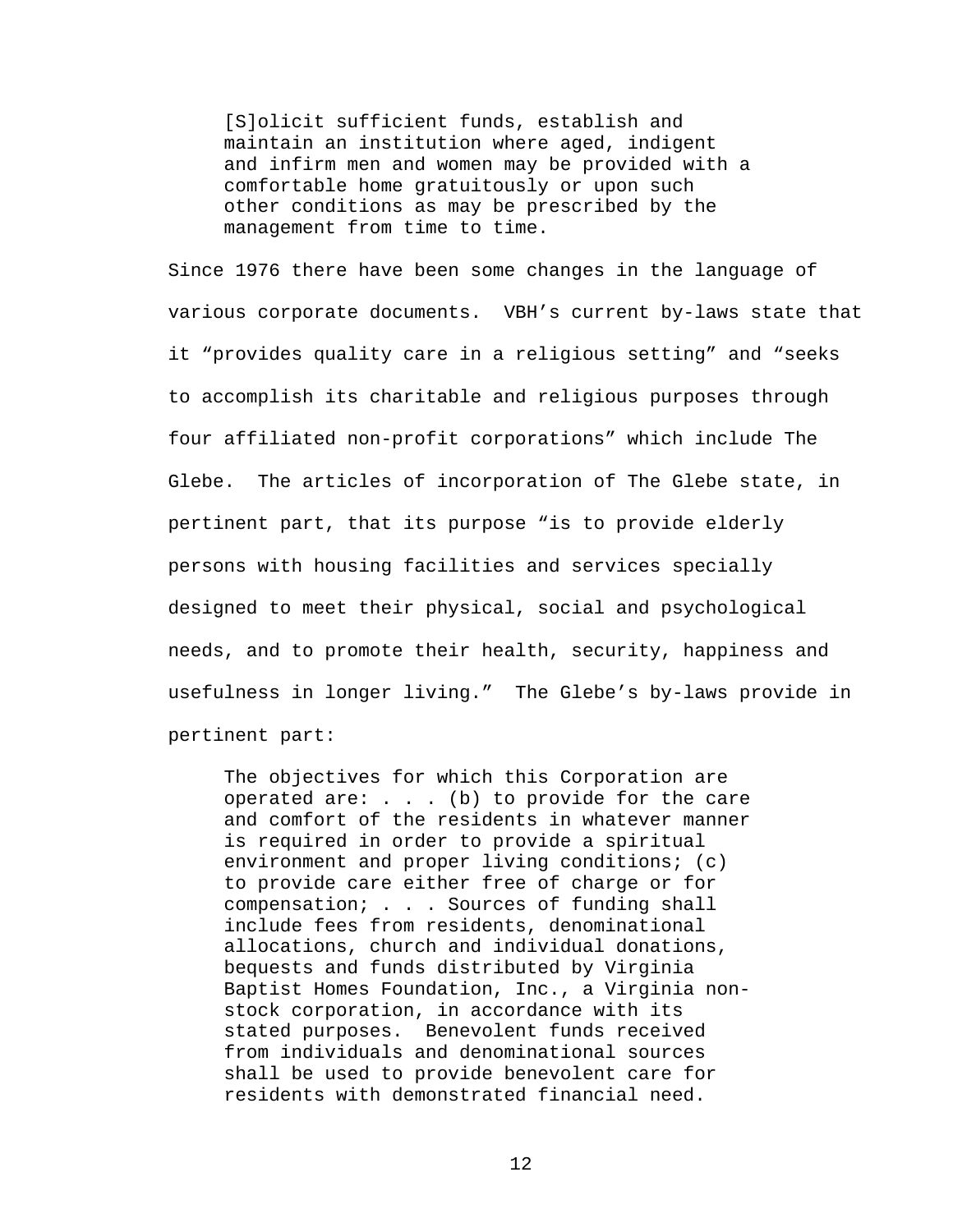> [S]olicit sufficient funds, establish and maintain an institution where aged, indigent and infirm men and women may be provided with a comfortable home gratuitously or upon such other conditions as may be prescribed by the management from time to time.

Since 1976 there have been some changes in the language of various corporate documents. VBH's current by-laws state that it "provides quality care in a religious setting" and "seeks to accomplish its charitable and religious purposes through four affiliated non-profit corporations" which include The Glebe. The articles of incorporation of The Glebe state, in pertinent part, that its purpose "is to provide elderly persons with housing facilities and services specially designed to meet their physical, social and psychological needs, and to promote their health, security, happiness and usefulness in longer living." The Glebe's by-laws provide in pertinent part:

> The objectives for which this Corporation are operated are: . . . (b) to provide for the care and comfort of the residents in whatever manner is required in order to provide a spiritual environment and proper living conditions; (c) to provide care either free of charge or for compensation; . . . Sources of funding shall include fees from residents, denominational allocations, church and individual donations, bequests and funds distributed by Virginia Baptist Homes Foundation, Inc., a Virginia non-stock corporation, in accordance with its stated purposes. Benevolent funds received from individuals and denominational sources shall be used to provide benevolent care for residents with demonstrated financial need.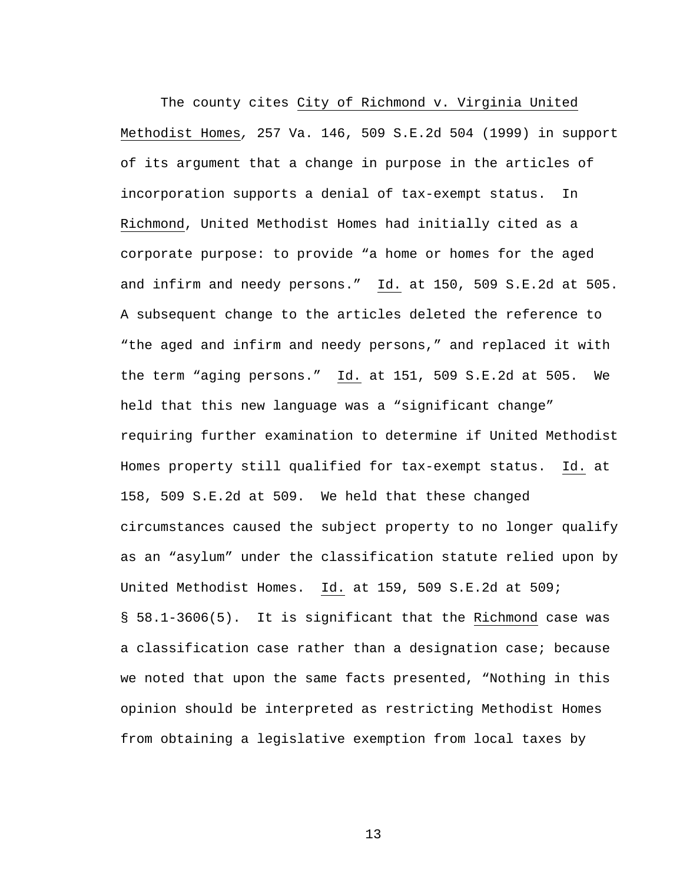The county cites City of Richmond v. Virginia United Methodist Homes, 257 Va. 146, 509 S.E.2d 504 (1999) in support of its argument that a change in purpose in the articles of incorporation supports a denial of tax-exempt status. In Richmond, United Methodist Homes had initially cited as a corporate purpose: to provide "a home or homes for the aged and infirm and needy persons." Id. at 150, 509 S.E.2d at 505. A subsequent change to the articles deleted the reference to "the aged and infirm and needy persons," and replaced it with the term "aging persons." Id. at 151, 509 S.E.2d at 505. We held that this new language was a "significant change" requiring further examination to determine if United Methodist Homes property still qualified for tax-exempt status. Id. at 158, 509 S.E.2d at 509. We held that these changed circumstances caused the subject property to no longer qualify as an "asylum" under the classification statute relied upon by United Methodist Homes. Id. at 159, 509 S.E.2d at 509; § 58.1-3606(5). It is significant that the Richmond case was a classification case rather than a designation case; because we noted that upon the same facts presented, "Nothing in this opinion should be interpreted as restricting Methodist Homes from obtaining a legislative exemption from local taxes by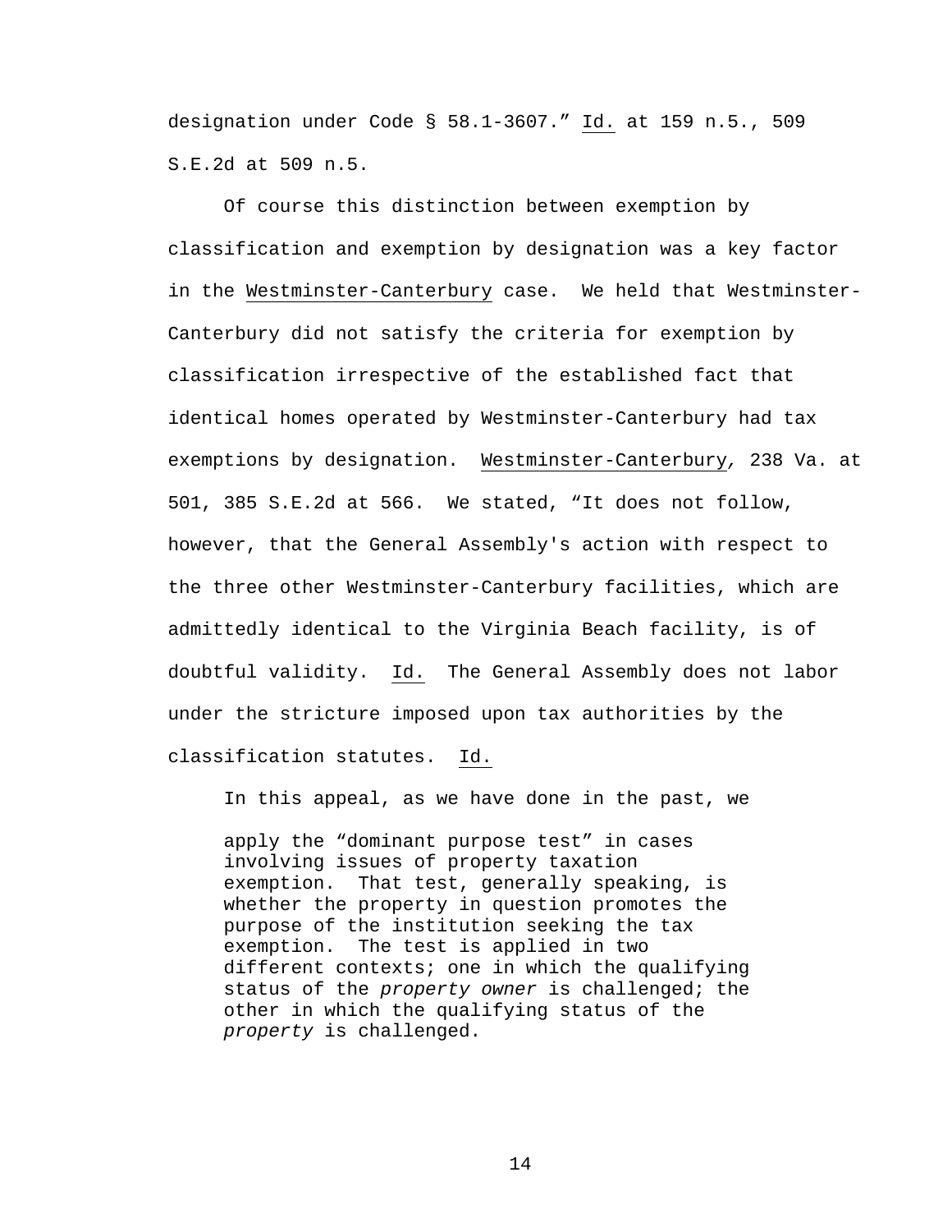designation under Code § 58.1-3607." Id. at 159 n.5., 509 S.E.2d at 509 n.5.

Of course this distinction between exemption by classification and exemption by designation was a key factor in the Westminster-Canterbury case. We held that Westminster-Canterbury did not satisfy the criteria for exemption by classification irrespective of the established fact that identical homes operated by Westminster-Canterbury had tax exemptions by designation. Westminster-Canterbury, 238 Va. at 501, 385 S.E.2d at 566. We stated, "It does not follow, however, that the General Assembly's action with respect to the three other Westminster-Canterbury facilities, which are admittedly identical to the Virginia Beach facility, is of doubtful validity. Id. The General Assembly does not labor under the stricture imposed upon tax authorities by the classification statutes. Id.

In this appeal, as we have done in the past, we

> apply the "dominant purpose test" in cases involving issues of property taxation exemption. That test, generally speaking, is whether the property in question promotes the purpose of the institution seeking the tax exemption. The test is applied in two different contexts; one in which the qualifying status of the *property owner* is challenged; the other in which the qualifying status of the *property* is challenged.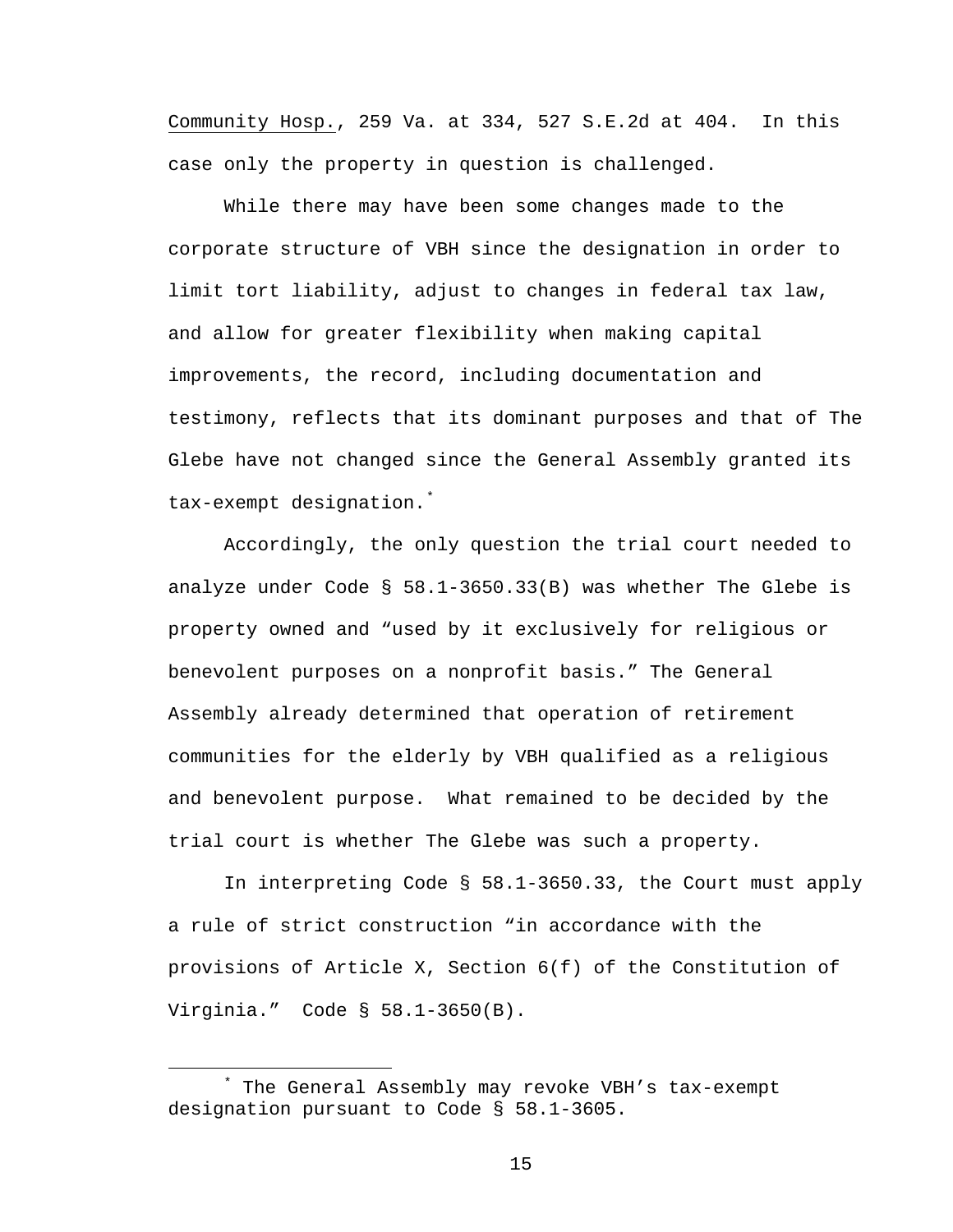Community Hosp., 259 Va. at 334, 527 S.E.2d at 404. In this case only the property in question is challenged.

While there may have been some changes made to the corporate structure of VBH since the designation in order to limit tort liability, adjust to changes in federal tax law, and allow for greater flexibility when making capital improvements, the record, including documentation and testimony, reflects that its dominant purposes and that of The Glebe have not changed since the General Assembly granted its tax-exempt designation.*

Accordingly, the only question the trial court needed to analyze under Code § 58.1-3650.33(B) was whether The Glebe is property owned and "used by it exclusively for religious or benevolent purposes on a nonprofit basis." The General Assembly already determined that operation of retirement communities for the elderly by VBH qualified as a religious and benevolent purpose. What remained to be decided by the trial court is whether The Glebe was such a property.

In interpreting Code § 58.1-3650.33, the Court must apply a rule of strict construction "in accordance with the provisions of Article X, Section 6(f) of the Constitution of Virginia." Code § 58.1-3650(B).

---

* The General Assembly may revoke VBH's tax-exempt designation pursuant to Code § 58.1-3605.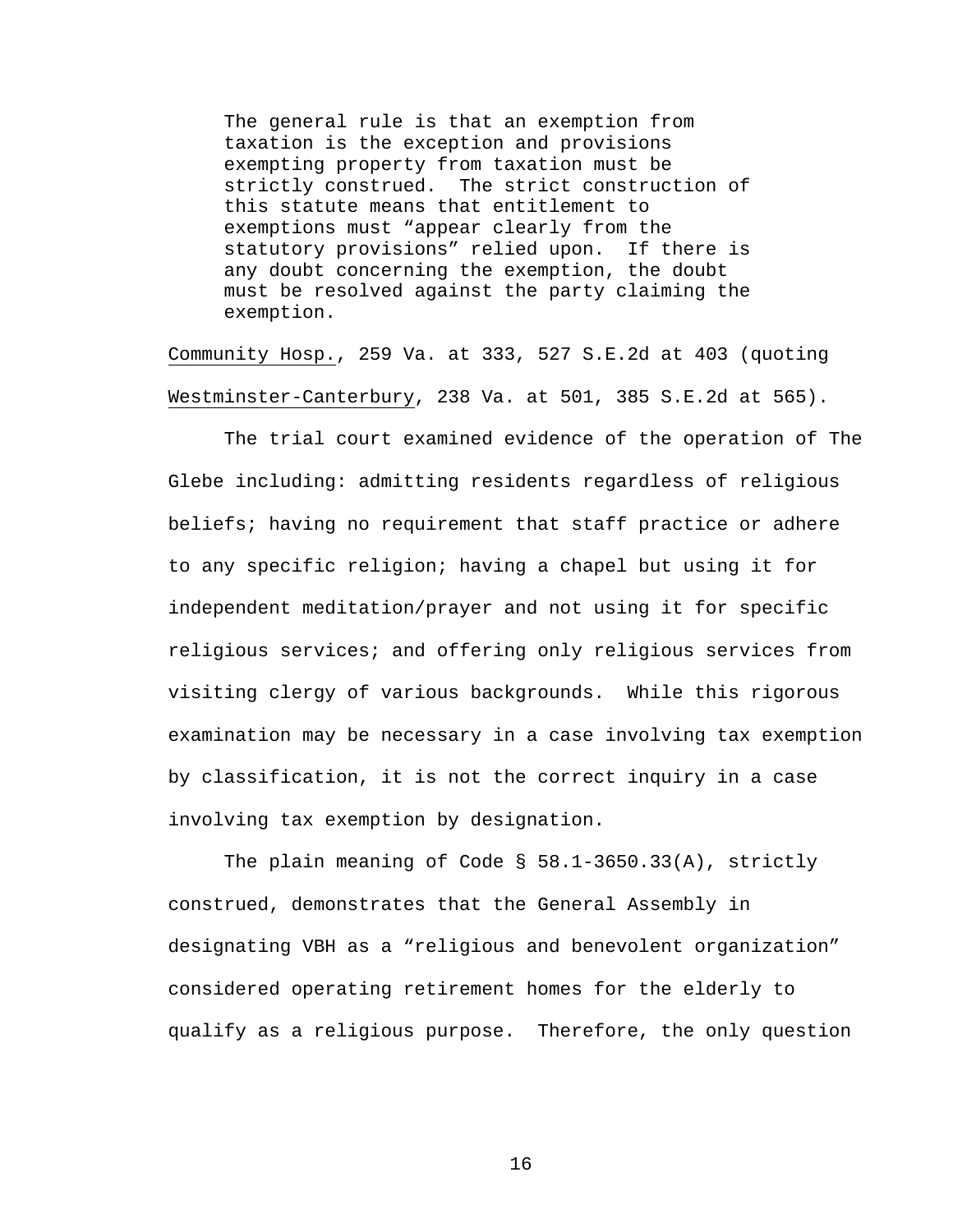> The general rule is that an exemption from taxation is the exception and provisions exempting property from taxation must be strictly construed. The strict construction of this statute means that entitlement to exemptions must "appear clearly from the statutory provisions" relied upon. If there is any doubt concerning the exemption, the doubt must be resolved against the party claiming the exemption.

Community Hosp., 259 Va. at 333, 527 S.E.2d at 403 (quoting Westminster-Canterbury, 238 Va. at 501, 385 S.E.2d at 565).

The trial court examined evidence of the operation of The Glebe including: admitting residents regardless of religious beliefs; having no requirement that staff practice or adhere to any specific religion; having a chapel but using it for independent meditation/prayer and not using it for specific religious services; and offering only religious services from visiting clergy of various backgrounds. While this rigorous examination may be necessary in a case involving tax exemption by classification, it is not the correct inquiry in a case involving tax exemption by designation.

The plain meaning of Code § 58.1-3650.33(A), strictly construed, demonstrates that the General Assembly in designating VBH as a "religious and benevolent organization" considered operating retirement homes for the elderly to qualify as a religious purpose. Therefore, the only question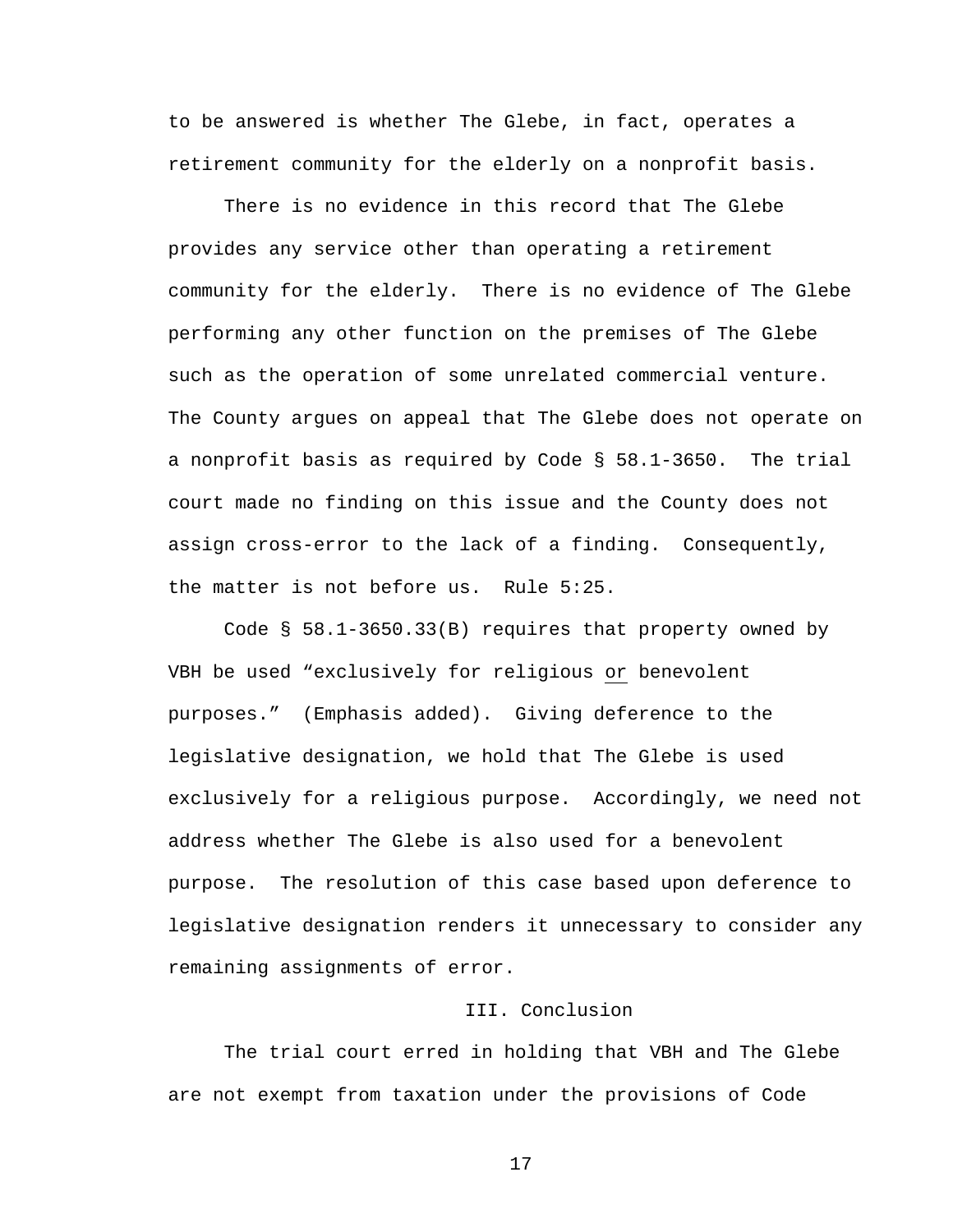to be answered is whether The Glebe, in fact, operates a retirement community for the elderly on a nonprofit basis.

There is no evidence in this record that The Glebe provides any service other than operating a retirement community for the elderly. There is no evidence of The Glebe performing any other function on the premises of The Glebe such as the operation of some unrelated commercial venture. The County argues on appeal that The Glebe does not operate on a nonprofit basis as required by Code § 58.1-3650. The trial court made no finding on this issue and the County does not assign cross-error to the lack of a finding. Consequently, the matter is not before us. Rule 5:25.

Code § 58.1-3650.33(B) requires that property owned by VBH be used "exclusively for religious <u>or</u> benevolent purposes." (Emphasis added). Giving deference to the legislative designation, we hold that The Glebe is used exclusively for a religious purpose. Accordingly, we need not address whether The Glebe is also used for a benevolent purpose. The resolution of this case based upon deference to legislative designation renders it unnecessary to consider any remaining assignments of error.

## III. Conclusion

The trial court erred in holding that VBH and The Glebe are not exempt from taxation under the provisions of Code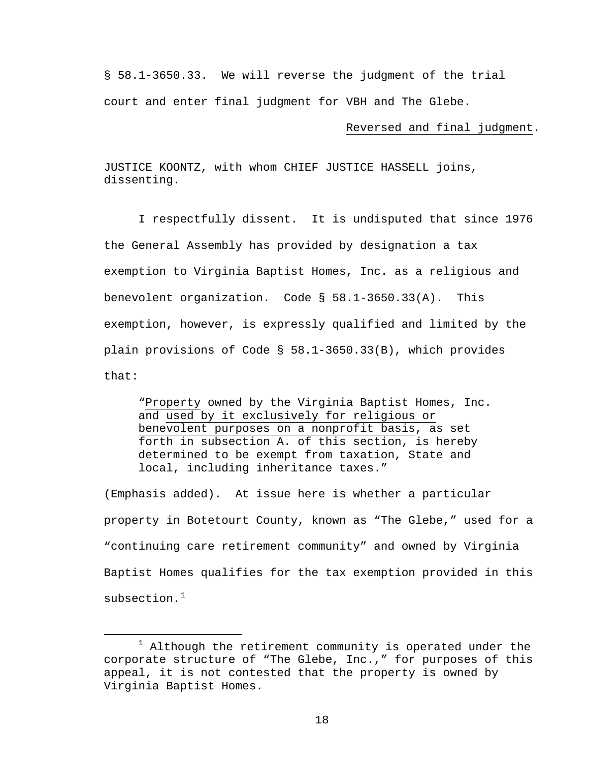§ 58.1-3650.33. We will reverse the judgment of the trial court and enter final judgment for VBH and The Glebe.

Reversed and final judgment.

JUSTICE KOONTZ, with whom CHIEF JUSTICE HASSELL joins, dissenting.

I respectfully dissent. It is undisputed that since 1976 the General Assembly has provided by designation a tax exemption to Virginia Baptist Homes, Inc. as a religious and benevolent organization. Code § 58.1-3650.33(A). This exemption, however, is expressly qualified and limited by the plain provisions of Code § 58.1-3650.33(B), which provides that:

> "Property owned by the Virginia Baptist Homes, Inc. and used by it exclusively for religious or benevolent purposes on a nonprofit basis, as set forth in subsection A. of this section, is hereby determined to be exempt from taxation, State and local, including inheritance taxes."

(Emphasis added). At issue here is whether a particular property in Botetourt County, known as "The Glebe," used for a "continuing care retirement community" and owned by Virginia Baptist Homes qualifies for the tax exemption provided in this subsection.[1]

---

[1] Although the retirement community is operated under the corporate structure of "The Glebe, Inc.," for purposes of this appeal, it is not contested that the property is owned by Virginia Baptist Homes.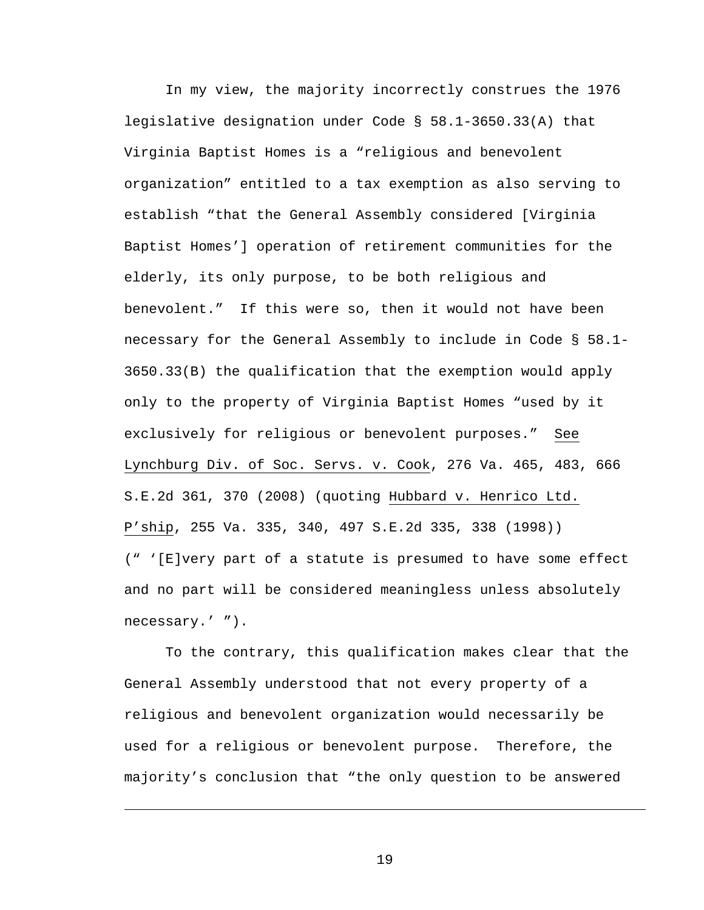In my view, the majority incorrectly construes the 1976 legislative designation under Code § 58.1-3650.33(A) that Virginia Baptist Homes is a "religious and benevolent organization" entitled to a tax exemption as also serving to establish "that the General Assembly considered [Virginia Baptist Homes'] operation of retirement communities for the elderly, its only purpose, to be both religious and benevolent." If this were so, then it would not have been necessary for the General Assembly to include in Code § 58.1-3650.33(B) the qualification that the exemption would apply only to the property of Virginia Baptist Homes "used by it exclusively for religious or benevolent purposes." See Lynchburg Div. of Soc. Servs. v. Cook, 276 Va. 465, 483, 666 S.E.2d 361, 370 (2008) (quoting Hubbard v. Henrico Ltd. P'ship, 255 Va. 335, 340, 497 S.E.2d 335, 338 (1998)) (" '[E]very part of a statute is presumed to have some effect and no part will be considered meaningless unless absolutely necessary.' ").

To the contrary, this qualification makes clear that the General Assembly understood that not every property of a religious and benevolent organization would necessarily be used for a religious or benevolent purpose. Therefore, the majority's conclusion that "the only question to be answered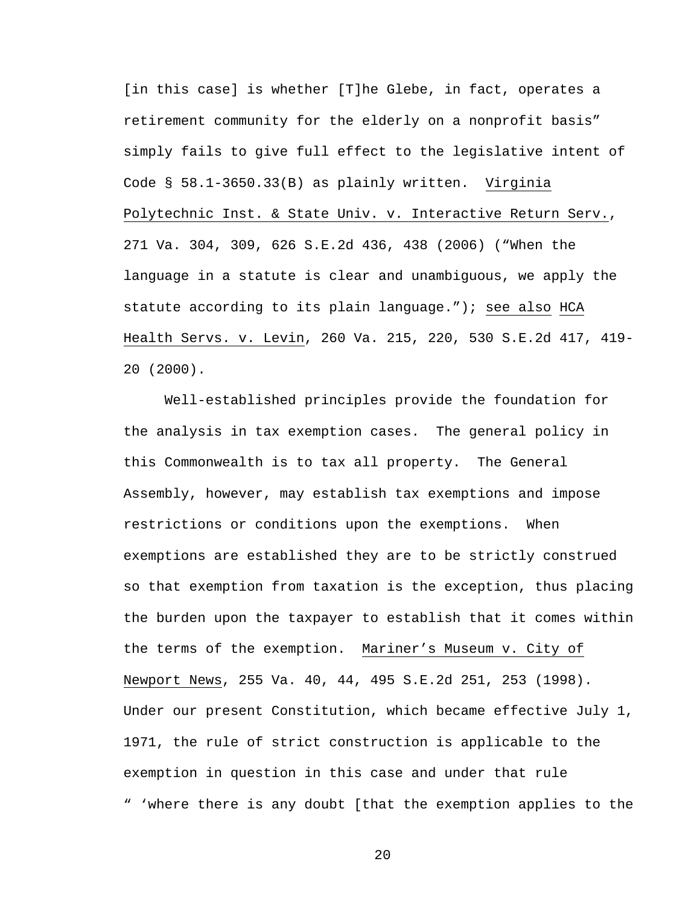[in this case] is whether [T]he Glebe, in fact, operates a retirement community for the elderly on a nonprofit basis" simply fails to give full effect to the legislative intent of Code § 58.1-3650.33(B) as plainly written. Virginia Polytechnic Inst. & State Univ. v. Interactive Return Serv., 271 Va. 304, 309, 626 S.E.2d 436, 438 (2006) ("When the language in a statute is clear and unambiguous, we apply the statute according to its plain language."); see also HCA Health Servs. v. Levin, 260 Va. 215, 220, 530 S.E.2d 417, 419-20 (2000).

Well-established principles provide the foundation for the analysis in tax exemption cases. The general policy in this Commonwealth is to tax all property. The General Assembly, however, may establish tax exemptions and impose restrictions or conditions upon the exemptions. When exemptions are established they are to be strictly construed so that exemption from taxation is the exception, thus placing the burden upon the taxpayer to establish that it comes within the terms of the exemption. Mariner's Museum v. City of Newport News, 255 Va. 40, 44, 495 S.E.2d 251, 253 (1998). Under our present Constitution, which became effective July 1, 1971, the rule of strict construction is applicable to the exemption in question in this case and under that rule " 'where there is any doubt [that the exemption applies to the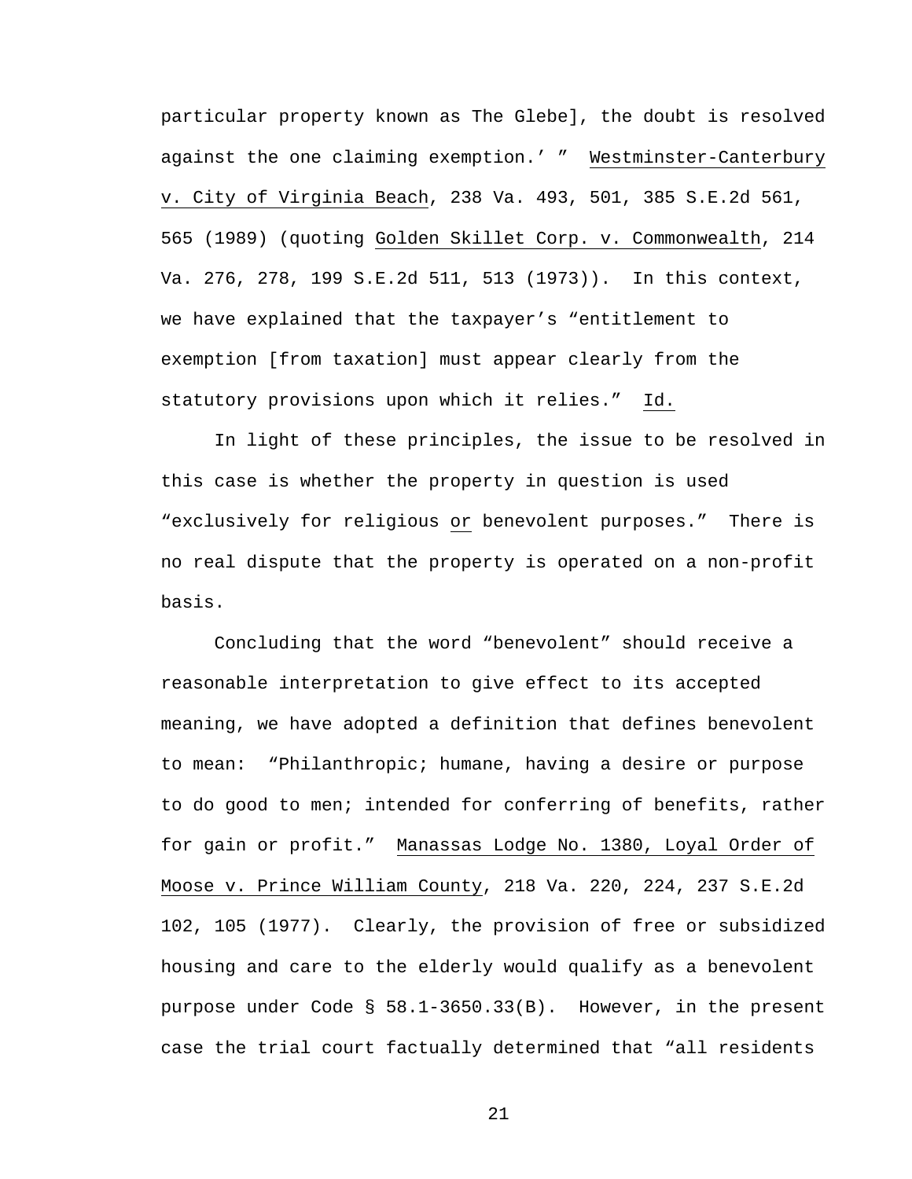particular property known as The Glebe], the doubt is resolved against the one claiming exemption.' " Westminster-Canterbury v. City of Virginia Beach, 238 Va. 493, 501, 385 S.E.2d 561, 565 (1989) (quoting Golden Skillet Corp. v. Commonwealth, 214 Va. 276, 278, 199 S.E.2d 511, 513 (1973)). In this context, we have explained that the taxpayer's "entitlement to exemption [from taxation] must appear clearly from the statutory provisions upon which it relies." Id.

In light of these principles, the issue to be resolved in this case is whether the property in question is used "exclusively for religious or benevolent purposes." There is no real dispute that the property is operated on a non-profit basis.

Concluding that the word "benevolent" should receive a reasonable interpretation to give effect to its accepted meaning, we have adopted a definition that defines benevolent to mean: "Philanthropic; humane, having a desire or purpose to do good to men; intended for conferring of benefits, rather for gain or profit." Manassas Lodge No. 1380, Loyal Order of Moose v. Prince William County, 218 Va. 220, 224, 237 S.E.2d 102, 105 (1977). Clearly, the provision of free or subsidized housing and care to the elderly would qualify as a benevolent purpose under Code § 58.1-3650.33(B). However, in the present case the trial court factually determined that "all residents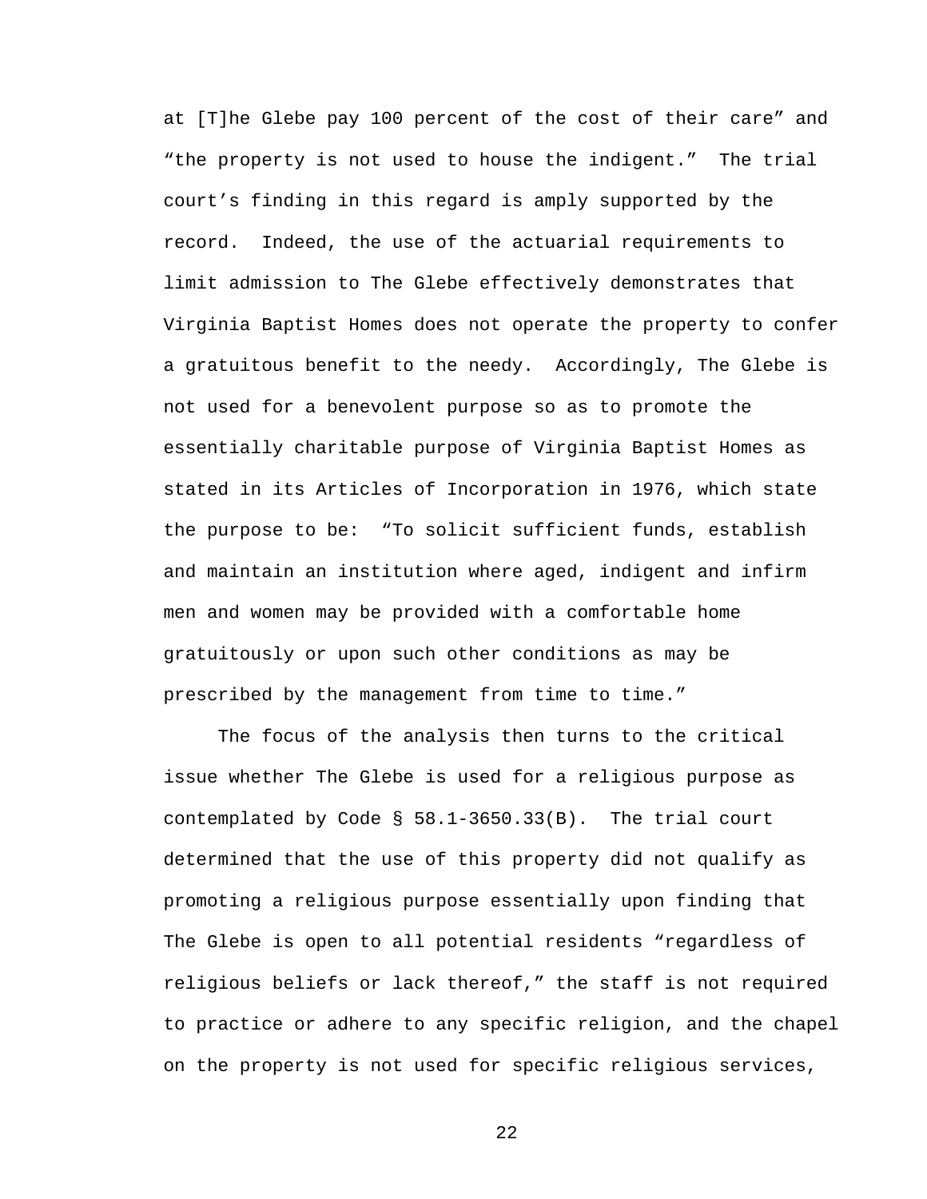at [T]he Glebe pay 100 percent of the cost of their care" and "the property is not used to house the indigent." The trial court's finding in this regard is amply supported by the record. Indeed, the use of the actuarial requirements to limit admission to The Glebe effectively demonstrates that Virginia Baptist Homes does not operate the property to confer a gratuitous benefit to the needy. Accordingly, The Glebe is not used for a benevolent purpose so as to promote the essentially charitable purpose of Virginia Baptist Homes as stated in its Articles of Incorporation in 1976, which state the purpose to be: "To solicit sufficient funds, establish and maintain an institution where aged, indigent and infirm men and women may be provided with a comfortable home gratuitously or upon such other conditions as may be prescribed by the management from time to time."

The focus of the analysis then turns to the critical issue whether The Glebe is used for a religious purpose as contemplated by Code § 58.1-3650.33(B). The trial court determined that the use of this property did not qualify as promoting a religious purpose essentially upon finding that The Glebe is open to all potential residents "regardless of religious beliefs or lack thereof," the staff is not required to practice or adhere to any specific religion, and the chapel on the property is not used for specific religious services,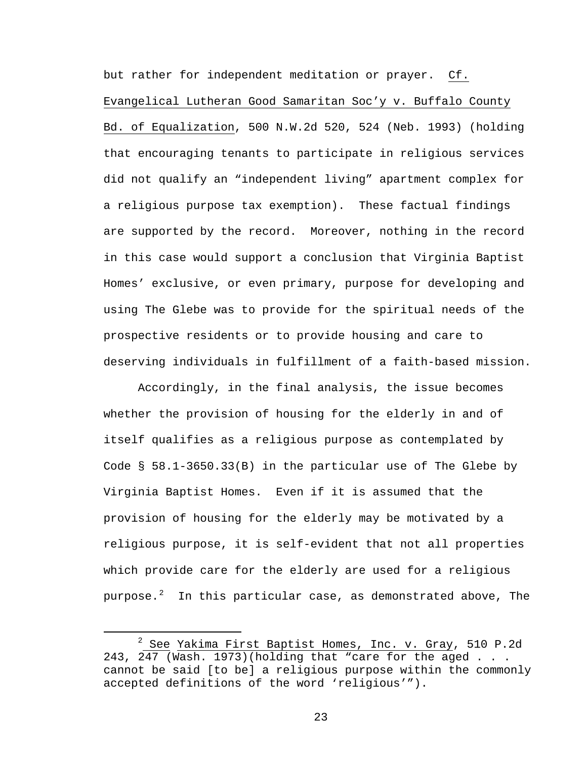but rather for independent meditation or prayer. Cf. Evangelical Lutheran Good Samaritan Soc'y v. Buffalo County Bd. of Equalization, 500 N.W.2d 520, 524 (Neb. 1993) (holding that encouraging tenants to participate in religious services did not qualify an "independent living" apartment complex for a religious purpose tax exemption). These factual findings are supported by the record. Moreover, nothing in the record in this case would support a conclusion that Virginia Baptist Homes' exclusive, or even primary, purpose for developing and using The Glebe was to provide for the spiritual needs of the prospective residents or to provide housing and care to deserving individuals in fulfillment of a faith-based mission.

Accordingly, in the final analysis, the issue becomes whether the provision of housing for the elderly in and of itself qualifies as a religious purpose as contemplated by Code § 58.1-3650.33(B) in the particular use of The Glebe by Virginia Baptist Homes. Even if it is assumed that the provision of housing for the elderly may be motivated by a religious purpose, it is self-evident that not all properties which provide care for the elderly are used for a religious purpose.[2] In this particular case, as demonstrated above, The

---

[2] See Yakima First Baptist Homes, Inc. v. Gray, 510 P.2d 243, 247 (Wash. 1973)(holding that "care for the aged . . . cannot be said [to be] a religious purpose within the commonly accepted definitions of the word 'religious'").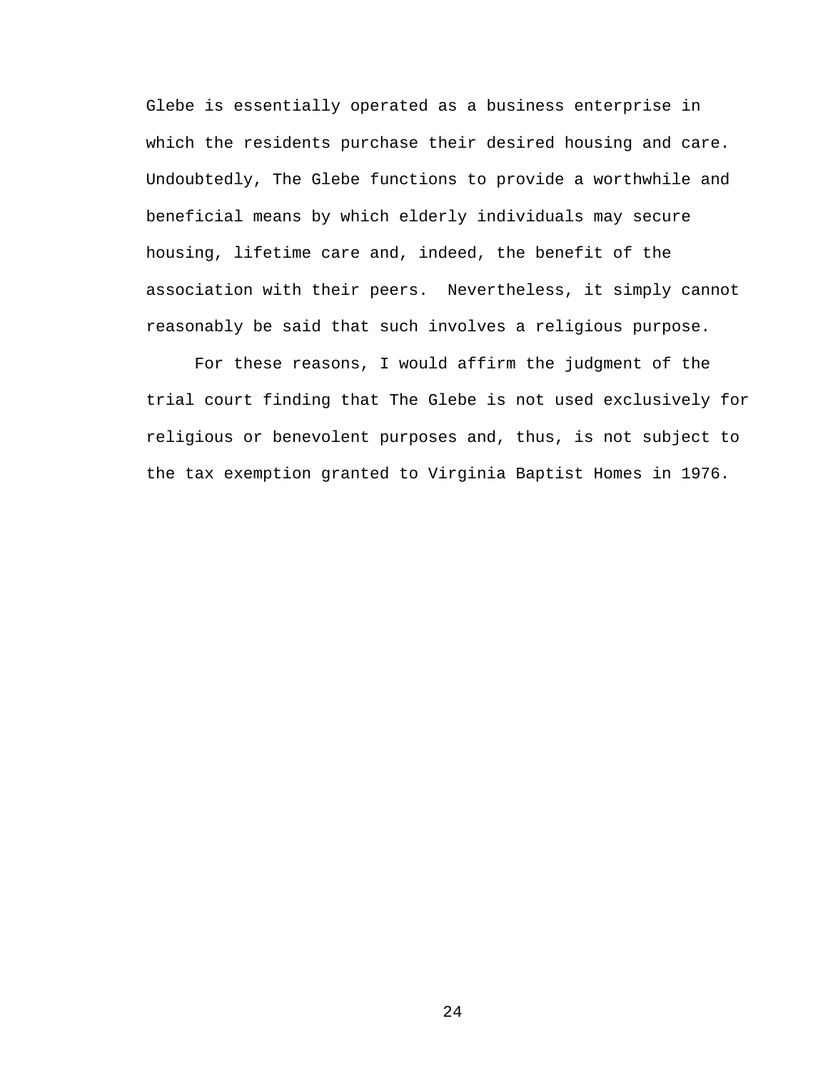Glebe is essentially operated as a business enterprise in which the residents purchase their desired housing and care. Undoubtedly, The Glebe functions to provide a worthwhile and beneficial means by which elderly individuals may secure housing, lifetime care and, indeed, the benefit of the association with their peers. Nevertheless, it simply cannot reasonably be said that such involves a religious purpose.

For these reasons, I would affirm the judgment of the trial court finding that The Glebe is not used exclusively for religious or benevolent purposes and, thus, is not subject to the tax exemption granted to Virginia Baptist Homes in 1976.